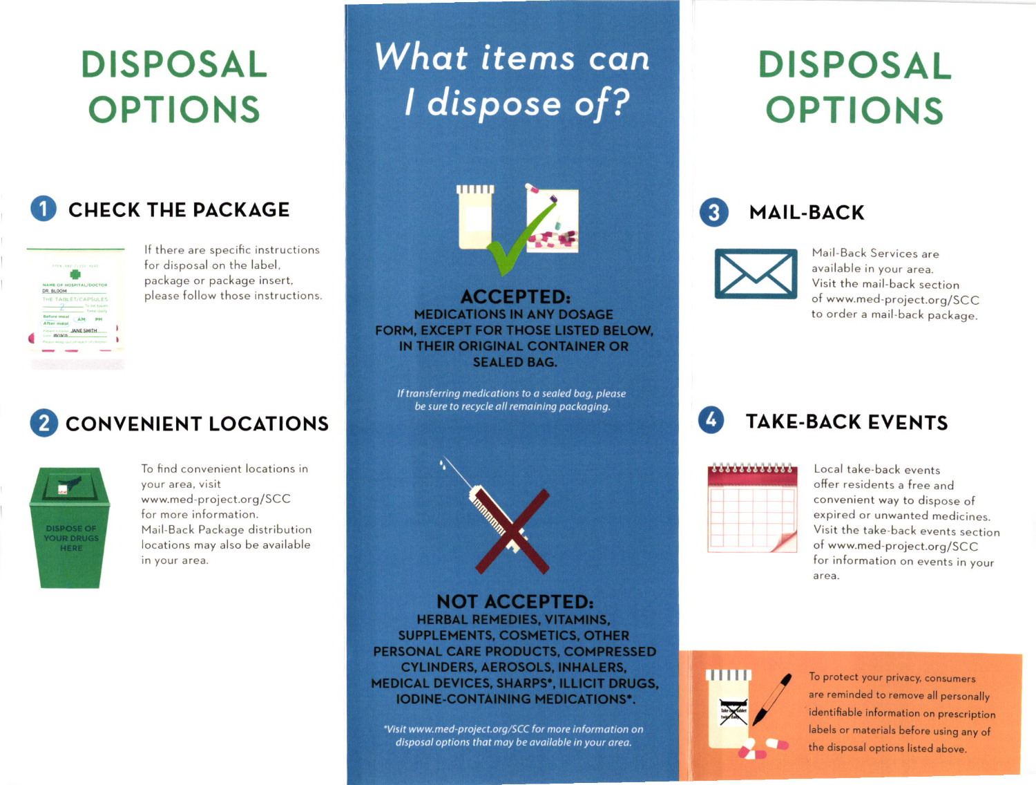# DISPOSAL OPTIONS

## 1 CHECK THE PACKAGE

If there are specific instructions for disposal on the label, package or package insert, please follow those instructions.

## 2 CONVENIENT LOCATIONS

To find convenient locations in your area, visit www.med-project.org/SCC for more information. Mail-Back Package distribution locations may also be available in your area.

# What items can I dispose of?

**ACCEPTED:**
**MEDICATIONS IN ANY DOSAGE FORM, EXCEPT FOR THOSE LISTED BELOW, IN THEIR ORIGINAL CONTAINER OR SEALED BAG.**

*If transferring medications to a sealed bag, please be sure to recycle all remaining packaging.*

**NOT ACCEPTED:**
**HERBAL REMEDIES, VITAMINS, SUPPLEMENTS, COSMETICS, OTHER PERSONAL CARE PRODUCTS, COMPRESSED CYLINDERS, AEROSOLS, INHALERS, MEDICAL DEVICES, SHARPS*, ILLICIT DRUGS, IODINE-CONTAINING MEDICATIONS*.**

*\*Visit www.med-project.org/SCC for more information on disposal options that may be available in your area.*

# DISPOSAL OPTIONS

## 3 MAIL-BACK

Mail-Back Services are available in your area. Visit the mail-back section of www.med-project.org/SCC to order a mail-back package.

## 4 TAKE-BACK EVENTS

Local take-back events offer residents a free and convenient way to dispose of expired or unwanted medicines. Visit the take-back events section of www.med-project.org/SCC for information on events in your area.

To protect your privacy, consumers are reminded to remove all personally identifiable information on prescription labels or materials before using any of the disposal options listed above.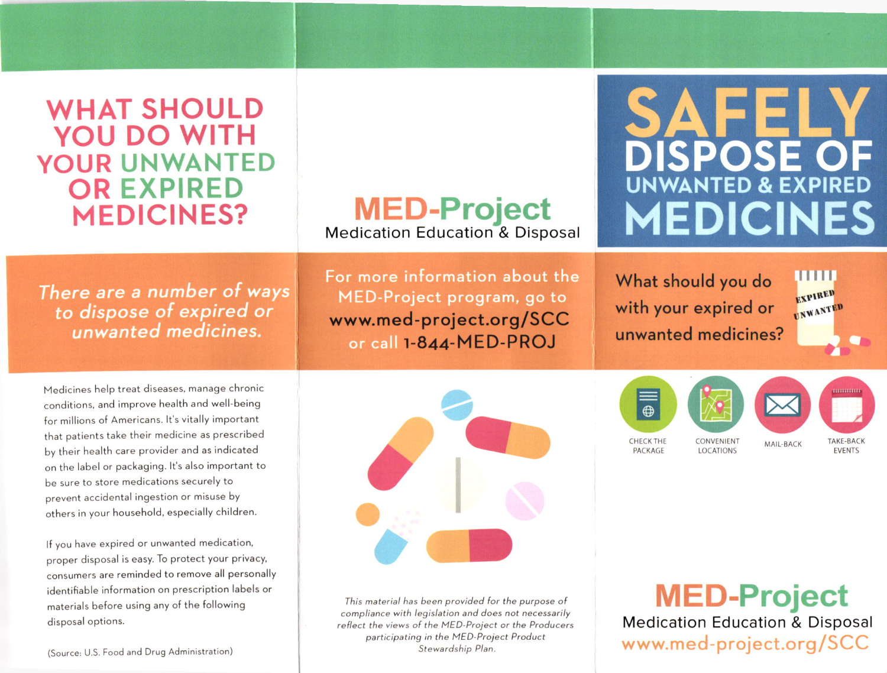# WHAT SHOULD YOU DO WITH YOUR UNWANTED OR EXPIRED MEDICINES?

*There are a number of ways to dispose of expired or unwanted medicines.*

Medicines help treat diseases, manage chronic conditions, and improve health and well-being for millions of Americans. It's vitally important that patients take their medicine as prescribed by their health care provider and as indicated on the label or packaging. It's also important to be sure to store medications securely to prevent accidental ingestion or misuse by others in your household, especially children.

If you have expired or unwanted medication, proper disposal is easy. To protect your privacy, consumers are reminded to remove all personally identifiable information on prescription labels or materials before using any of the following disposal options.

(Source: U.S. Food and Drug Administration)

## MED-Project

Medication Education & Disposal

For more information about the MED-Project program, go to **www.med-project.org/SCC** or call **1-844-MED-PROJ**

*This material has been provided for the purpose of compliance with legislation and does not necessarily reflect the views of the MED-Project or the Producers participating in the MED-Project Product Stewardship Plan.*

# SAFELY DISPOSE OF UNWANTED & EXPIRED MEDICINES

What should you do with your expired or unwanted medicines?

EXPIRED
UNWANTED

CHECK THE PACKAGE

CONVENIENT LOCATIONS

MAIL-BACK

TAKE-BACK EVENTS

## MED-Project

Medication Education & Disposal

www.med-project.org/SCC